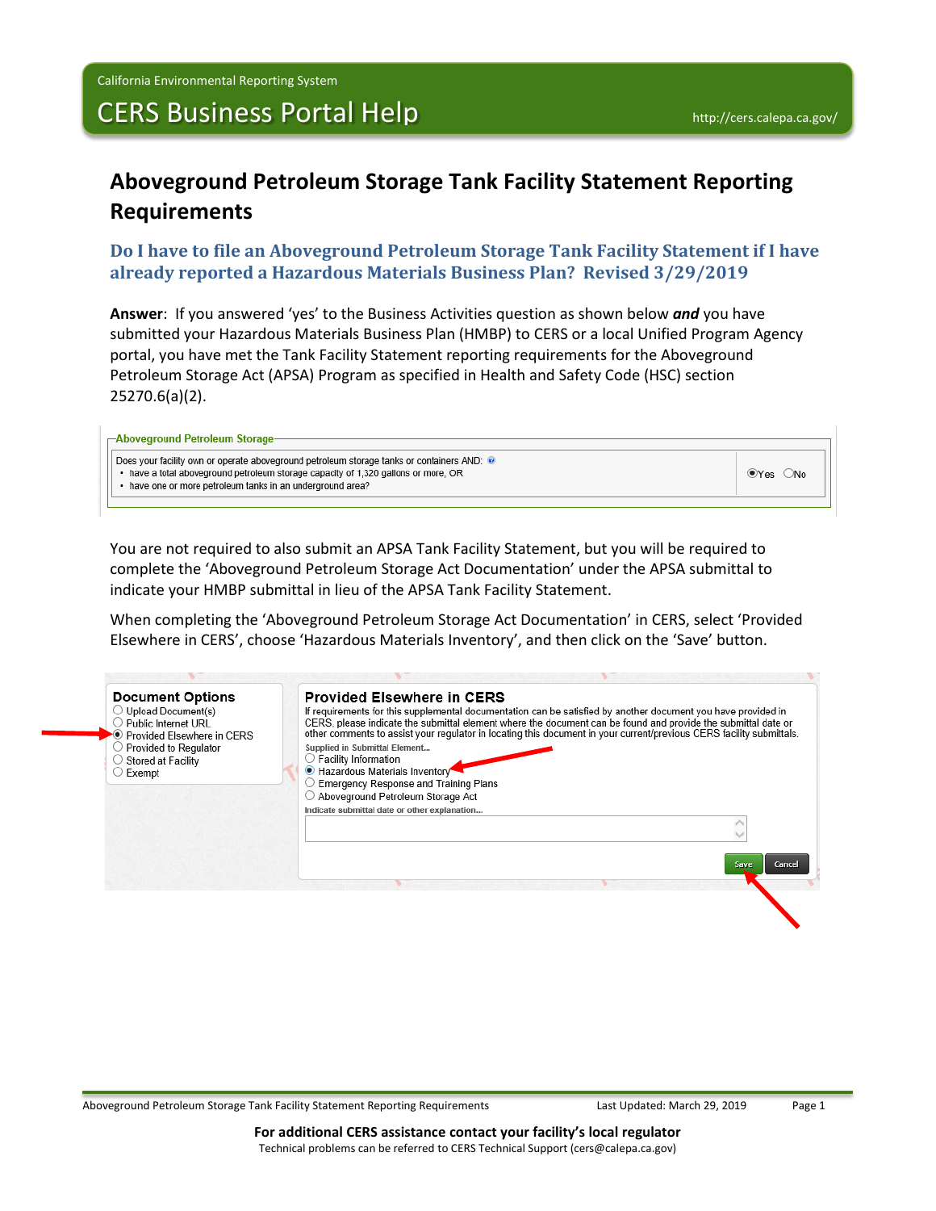California Environmental Reporting System

# CERS Business Portal Help

http://cers.calepa.ca.gov/

## Aboveground Petroleum Storage Tank Facility Statement Reporting Requirements

### Do I have to file an Aboveground Petroleum Storage Tank Facility Statement if I have already reported a Hazardous Materials Business Plan? Revised 3/29/2019

**Answer**: If you answered 'yes' to the Business Activities question as shown below ***and*** you have submitted your Hazardous Materials Business Plan (HMBP) to CERS or a local Unified Program Agency portal, you have met the Tank Facility Statement reporting requirements for the Aboveground Petroleum Storage Act (APSA) Program as specified in Health and Safety Code (HSC) section 25270.6(a)(2).

**Aboveground Petroleum Storage**

Does your facility own or operate aboveground petroleum storage tanks or containers AND:
- have a total aboveground petroleum storage capacity of 1,320 gallons or more, OR
- have one or more petroleum tanks in an underground area?

(•) Yes ( ) No

You are not required to also submit an APSA Tank Facility Statement, but you will be required to complete the 'Aboveground Petroleum Storage Act Documentation' under the APSA submittal to indicate your HMBP submittal in lieu of the APSA Tank Facility Statement.

When completing the 'Aboveground Petroleum Storage Act Documentation' in CERS, select 'Provided Elsewhere in CERS', choose 'Hazardous Materials Inventory', and then click on the 'Save' button.

**Document Options**
- ( ) Upload Document(s)
- ( ) Public Internet URL
- (•) Provided Elsewhere in CERS
- ( ) Provided to Regulator
- ( ) Stored at Facility
- ( ) Exempt

**Provided Elsewhere in CERS**

If requirements for this supplemental documentation can be satisfied by another document you have provided in CERS, please indicate the submittal element where the document can be found and provide the submittal date or other comments to assist your regulator in locating this document in your current/previous CERS facility submittals.

Supplied in Submittal Element...
- ( ) Facility Information
- (•) Hazardous Materials Inventory
- ( ) Emergency Response and Training Plans
- ( ) Aboveground Petroleum Storage Act

Indicate submittal date or other explanation...

[Save] [Cancel]

**For additional CERS assistance contact your facility's local regulator**

Technical problems can be referred to CERS Technical Support (cers@calepa.ca.gov)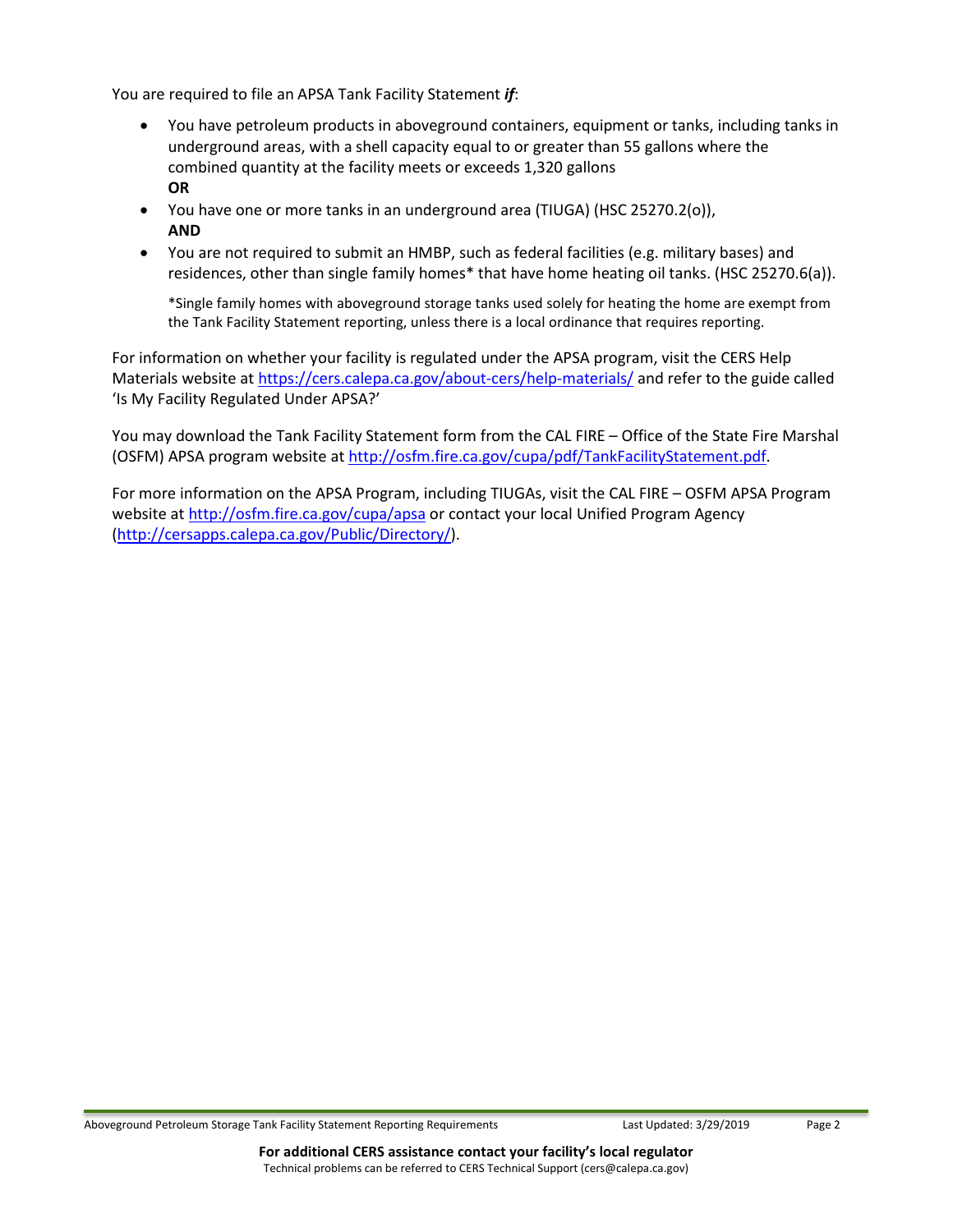You are required to file an APSA Tank Facility Statement ***if***:

- You have petroleum products in aboveground containers, equipment or tanks, including tanks in underground areas, with a shell capacity equal to or greater than 55 gallons where the combined quantity at the facility meets or exceeds 1,320 gallons
  **OR**
- You have one or more tanks in an underground area (TIUGA) (HSC 25270.2(o)),
  **AND**
- You are not required to submit an HMBP, such as federal facilities (e.g. military bases) and residences, other than single family homes* that have home heating oil tanks. (HSC 25270.6(a)).

  *Single family homes with aboveground storage tanks used solely for heating the home are exempt from the Tank Facility Statement reporting, unless there is a local ordinance that requires reporting.

For information on whether your facility is regulated under the APSA program, visit the CERS Help Materials website at https://cers.calepa.ca.gov/about-cers/help-materials/ and refer to the guide called 'Is My Facility Regulated Under APSA?'

You may download the Tank Facility Statement form from the CAL FIRE – Office of the State Fire Marshal (OSFM) APSA program website at http://osfm.fire.ca.gov/cupa/pdf/TankFacilityStatement.pdf.

For more information on the APSA Program, including TIUGAs, visit the CAL FIRE – OSFM APSA Program website at http://osfm.fire.ca.gov/cupa/apsa or contact your local Unified Program Agency (http://cersapps.calepa.ca.gov/Public/Directory/).